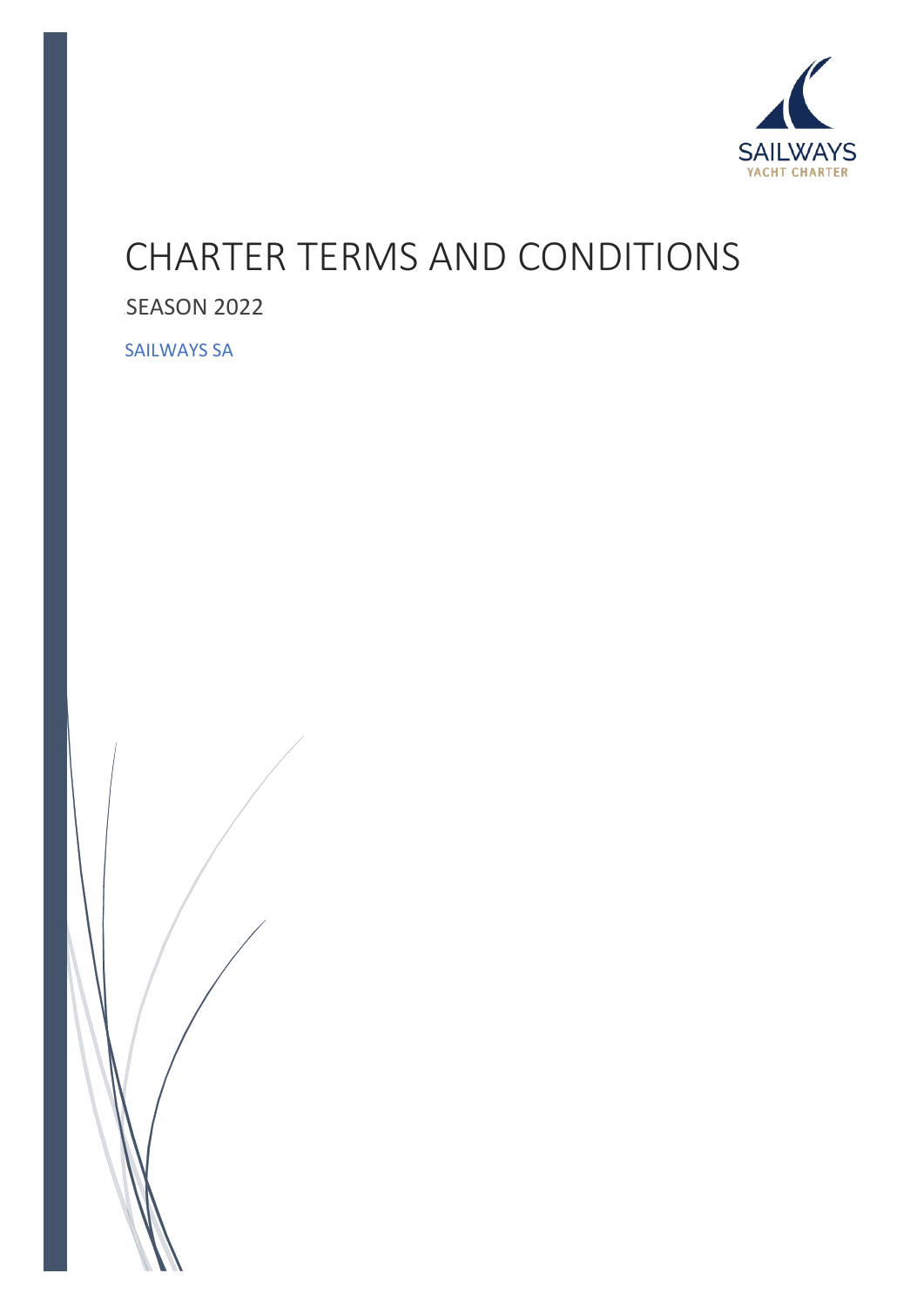SAILWAYS
YACHT CHARTER

# CHARTER TERMS AND CONDITIONS

SEASON 2022

SAILWAYS SA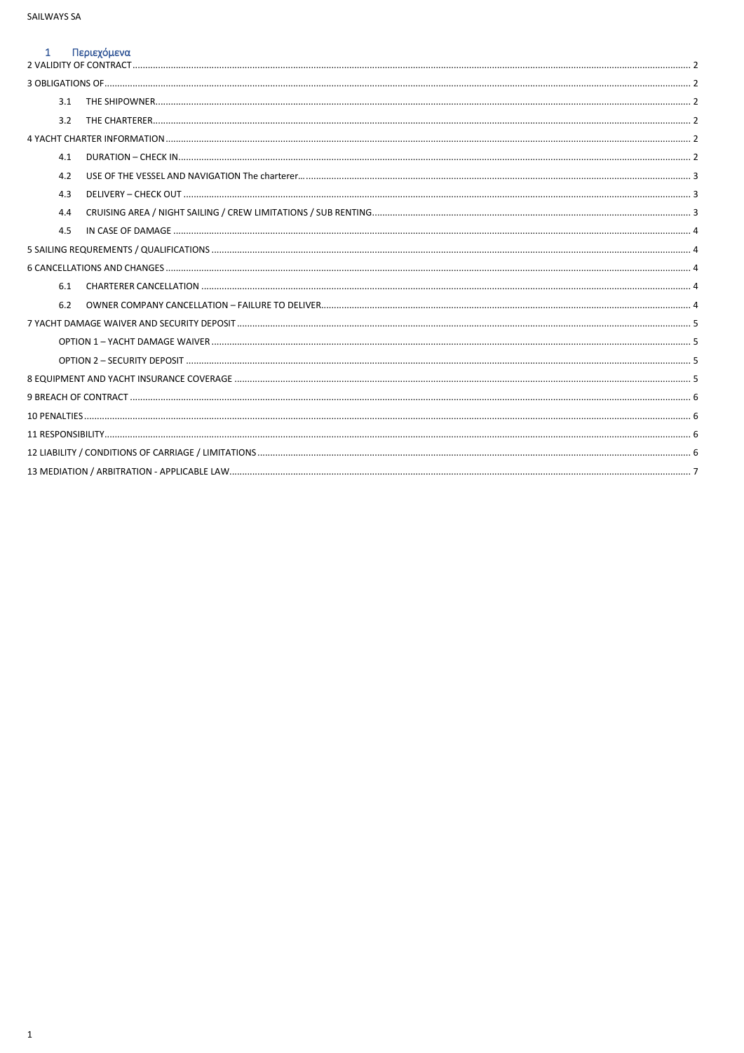# 1 Περιεχόμενα

2 VALIDITY OF CONTRACT ..... 2

3 OBLIGATIONS OF ..... 2

- 3.1 THE SHIPOWNER ..... 2
- 3.2 THE CHARTERER ..... 2

4 YACHT CHARTER INFORMATION ..... 2

- 4.1 DURATION – CHECK IN ..... 2
- 4.2 USE OF THE VESSEL AND NAVIGATION The charterer… ..... 3
- 4.3 DELIVERY – CHECK OUT ..... 3
- 4.4 CRUISING AREA / NIGHT SAILING / CREW LIMITATIONS / SUB RENTING ..... 3
- 4.5 IN CASE OF DAMAGE ..... 4

5 SAILING REQUREMENTS / QUALIFICATIONS ..... 4

6 CANCELLATIONS AND CHANGES ..... 4

- 6.1 CHARTERER CANCELLATION ..... 4
- 6.2 OWNER COMPANY CANCELLATION – FAILURE TO DELIVER ..... 4

7 YACHT DAMAGE WAIVER AND SECURITY DEPOSIT ..... 5

- OPTION 1 – YACHT DAMAGE WAIVER ..... 5
- OPTION 2 – SECURITY DEPOSIT ..... 5

8 EQUIPMENT AND YACHT INSURANCE COVERAGE ..... 5

9 BREACH OF CONTRACT ..... 6

10 PENALTIES ..... 6

11 RESPONSIBILITY ..... 6

12 LIABILITY / CONDITIONS OF CARRIAGE / LIMITATIONS ..... 6

13 MEDIATION / ARBITRATION - APPLICABLE LAW ..... 7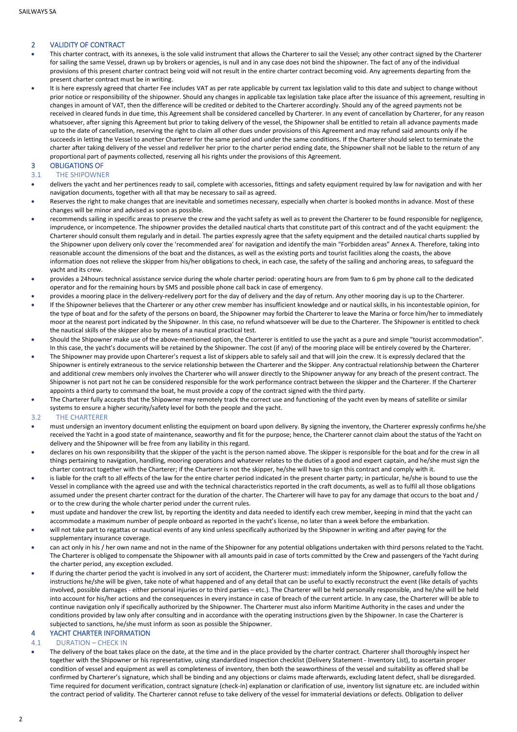## 2 VALIDITY OF CONTRACT

- This charter contract, with its annexes, is the sole valid instrument that allows the Charterer to sail the Vessel; any other contract signed by the Charterer for sailing the same Vessel, drawn up by brokers or agencies, is null and in any case does not bind the shipowner. The fact of any of the individual provisions of this present charter contract being void will not result in the entire charter contract becoming void. Any agreements departing from the present charter contract must be in writing.
- It is here expressly agreed that charter Fee includes VAT as per rate applicable by current tax legislation valid to this date and subject to change without prior notice or responsibility of the shipowner. Should any changes in applicable tax legislation take place after the issuance of this agreement, resulting in changes in amount of VAT, then the difference will be credited or debited to the Charterer accordingly. Should any of the agreed payments not be received in cleared funds in due time, this Agreement shall be considered cancelled by Charterer. In any event of cancellation by Charterer, for any reason whatsoever, after signing this Agreement but prior to taking delivery of the vessel, the Shipowner shall be entitled to retain all advance payments made up to the date of cancellation, reserving the right to claim all other dues under provisions of this Agreement and may refund said amounts only if he succeeds in letting the Vessel to another Charterer for the same period and under the same conditions. If the Charterer should select to terminate the charter after taking delivery of the vessel and redeliver her prior to the charter period ending date, the Shipowner shall not be liable to the return of any proportional part of payments collected, reserving all his rights under the provisions of this Agreement.

## 3 OBLIGATIONS OF

### 3.1 THE SHIPOWNER

- delivers the yacht and her pertinences ready to sail, complete with accessories, fittings and safety equipment required by law for navigation and with her navigation documents, together with all that may be necessary to sail as agreed.
- Reserves the right to make changes that are inevitable and sometimes necessary, especially when charter is booked months in advance. Most of these changes will be minor and advised as soon as possible.
- recommends sailing in specific areas to preserve the crew and the yacht safety as well as to prevent the Charterer to be found responsible for negligence, imprudence, or incompetence. The shipowner provides the detailed nautical charts that constitute part of this contract and of the yacht equipment: the Charterer should consult them regularly and in detail. The parties expressly agree that the safety equipment and the detailed nautical charts supplied by the Shipowner upon delivery only cover the 'recommended area' for navigation and identify the main "Forbidden areas" Annex A. Therefore, taking into reasonable account the dimensions of the boat and the distances, as well as the existing ports and tourist facilities along the coasts, the above information does not relieve the skipper from his/her obligations to check, in each case, the safety of the sailing and anchoring areas, to safeguard the yacht and its crew.
- provides a 24hours technical assistance service during the whole charter period: operating hours are from 9am to 6 pm by phone call to the dedicated operator and for the remaining hours by SMS and possible phone call back in case of emergency.
- provides a mooring place in the delivery-redelivery port for the day of delivery and the day of return. Any other mooring day is up to the Charterer.
- If the Shipowner believes that the Charterer or any other crew member has insufficient knowledge and or nautical skills, in his incontestable opinion, for the type of boat and for the safety of the persons on board, the Shipowner may forbid the Charterer to leave the Marina or force him/her to immediately moor at the nearest port indicated by the Shipowner. In this case, no refund whatsoever will be due to the Charterer. The Shipowner is entitled to check the nautical skills of the skipper also by means of a nautical practical test.
- Should the Shipowner make use of the above-mentioned option, the Charterer is entitled to use the yacht as a pure and simple "tourist accommodation". In this case, the yacht's documents will be retained by the Shipowner. The cost (if any) of the mooring place will be entirely covered by the Charterer.
- The Shipowner may provide upon Charterer's request a list of skippers able to safely sail and that will join the crew. It is expressly declared that the Shipowner is entirely extraneous to the service relationship between the Charterer and the Skipper. Any contractual relationship between the Charterer and additional crew members only involves the Charterer who will answer directly to the Shipowner anyway for any breach of the present contract. The Shipowner is not part not he can be considered responsible for the work performance contract between the skipper and the Charterer. If the Charterer appoints a third party to command the boat, he must provide a copy of the contract signed with the third party.
- The Charterer fully accepts that the Shipowner may remotely track the correct use and functioning of the yacht even by means of satellite or similar systems to ensure a higher security/safety level for both the people and the yacht.

### 3.2 THE CHARTERER

- must undersign an inventory document enlisting the equipment on board upon delivery. By signing the inventory, the Charterer expressly confirms he/she received the Yacht in a good state of maintenance, seaworthy and fit for the purpose; hence, the Charterer cannot claim about the status of the Yacht on delivery and the Shipowner will be free from any liability in this regard.
- declares on his own responsibility that the skipper of the yacht is the person named above. The skipper is responsible for the boat and for the crew in all things pertaining to navigation, handling, mooring operations and whatever relates to the duties of a good and expert captain, and he/she must sign the charter contract together with the Charterer; if the Charterer is not the skipper, he/she will have to sign this contract and comply with it.
- is liable for the craft to all effects of the law for the entire charter period indicated in the present charter party; in particular, he/she is bound to use the Vessel in compliance with the agreed use and with the technical characteristics reported in the craft documents, as well as to fulfil all those obligations assumed under the present charter contract for the duration of the charter. The Charterer will have to pay for any damage that occurs to the boat and / or to the crew during the whole charter period under the current rules.
- must update and handover the crew list, by reporting the identity and data needed to identify each crew member, keeping in mind that the yacht can accommodate a maximum number of people onboard as reported in the yacht's license, no later than a week before the embarkation.
- will not take part to regattas or nautical events of any kind unless specifically authorized by the Shipowner in writing and after paying for the supplementary insurance coverage.
- can act only in his / her own name and not in the name of the Shipowner for any potential obligations undertaken with third persons related to the Yacht. The Charterer is obliged to compensate the Shipowner with all amounts paid in case of torts committed by the Crew and passengers of the Yacht during the charter period, any exception excluded.
- If during the charter period the yacht is involved in any sort of accident, the Charterer must: immediately inform the Shipowner, carefully follow the instructions he/she will be given, take note of what happened and of any detail that can be useful to exactly reconstruct the event (like details of yachts involved, possible damages - either personal injuries or to third parties – etc.). The Charterer will be held personally responsible, and he/she will be held into account for his/her actions and the consequences in every instance in case of breach of the current article. In any case, the Charterer will be able to continue navigation only if specifically authorized by the Shipowner. The Charterer must also inform Maritime Authority in the cases and under the conditions provided by law only after consulting and in accordance with the operating instructions given by the Shipowner. In case the Charterer is subjected to sanctions, he/she must inform as soon as possible the Shipowner.

## 4 YACHT CHARTER INFORMATION

### 4.1 DURATION – CHECK IN

- The delivery of the boat takes place on the date, at the time and in the place provided by the charter contract. Charterer shall thoroughly inspect her together with the Shipowner or his representative, using standardized inspection checklist (Delivery Statement - Inventory List), to ascertain proper condition of vessel and equipment as well as completeness of inventory, then both the seaworthiness of the vessel and suitability as offered shall be confirmed by Charterer's signature, which shall be binding and any objections or claims made afterwards, excluding latent defect, shall be disregarded. Time required for document verification, contract signature (check-in) explanation or clarification of use, inventory list signature etc. are included within the contract period of validity. The Charterer cannot refuse to take delivery of the vessel for immaterial deviations or defects. Obligation to deliver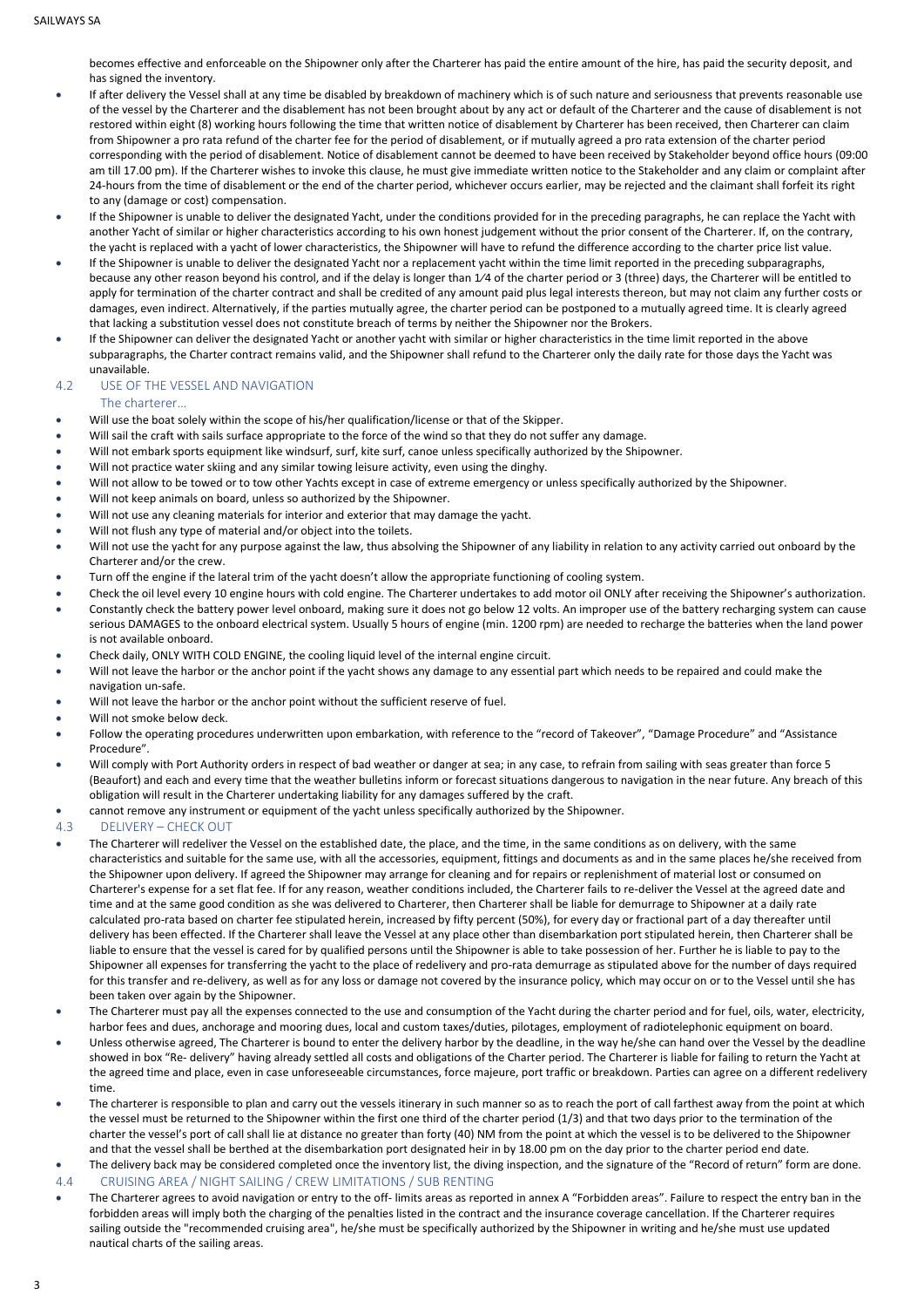becomes effective and enforceable on the Shipowner only after the Charterer has paid the entire amount of the hire, has paid the security deposit, and has signed the inventory.

- If after delivery the Vessel shall at any time be disabled by breakdown of machinery which is of such nature and seriousness that prevents reasonable use of the vessel by the Charterer and the disablement has not been brought about by any act or default of the Charterer and the cause of disablement is not restored within eight (8) working hours following the time that written notice of disablement by Charterer has been received, then Charterer can claim from Shipowner a pro rata refund of the charter fee for the period of disablement, or if mutually agreed a pro rata extension of the charter period corresponding with the period of disablement. Notice of disablement cannot be deemed to have been received by Stakeholder beyond office hours (09:00 am till 17.00 pm). If the Charterer wishes to invoke this clause, he must give immediate written notice to the Stakeholder and any claim or complaint after 24-hours from the time of disablement or the end of the charter period, whichever occurs earlier, may be rejected and the claimant shall forfeit its right to any (damage or cost) compensation.
- If the Shipowner is unable to deliver the designated Yacht, under the conditions provided for in the preceding paragraphs, he can replace the Yacht with another Yacht of similar or higher characteristics according to his own honest judgement without the prior consent of the Charterer. If, on the contrary, the yacht is replaced with a yacht of lower characteristics, the Shipowner will have to refund the difference according to the charter price list value.
- If the Shipowner is unable to deliver the designated Yacht nor a replacement yacht within the time limit reported in the preceding subparagraphs, because any other reason beyond his control, and if the delay is longer than 1⁄4 of the charter period or 3 (three) days, the Charterer will be entitled to apply for termination of the charter contract and shall be credited of any amount paid plus legal interests thereon, but may not claim any further costs or damages, even indirect. Alternatively, if the parties mutually agree, the charter period can be postponed to a mutually agreed time. It is clearly agreed that lacking a substitution vessel does not constitute breach of terms by neither the Shipowner nor the Brokers.
- If the Shipowner can deliver the designated Yacht or another yacht with similar or higher characteristics in the time limit reported in the above subparagraphs, the Charter contract remains valid, and the Shipowner shall refund to the Charterer only the daily rate for those days the Yacht was unavailable.

## 4.2 USE OF THE VESSEL AND NAVIGATION

The charterer…

- Will use the boat solely within the scope of his/her qualification/license or that of the Skipper.
- Will sail the craft with sails surface appropriate to the force of the wind so that they do not suffer any damage.
- Will not embark sports equipment like windsurf, surf, kite surf, canoe unless specifically authorized by the Shipowner.
- Will not practice water skiing and any similar towing leisure activity, even using the dinghy.
- Will not allow to be towed or to tow other Yachts except in case of extreme emergency or unless specifically authorized by the Shipowner.
- Will not keep animals on board, unless so authorized by the Shipowner.
- Will not use any cleaning materials for interior and exterior that may damage the yacht.
- Will not flush any type of material and/or object into the toilets.
- Will not use the yacht for any purpose against the law, thus absolving the Shipowner of any liability in relation to any activity carried out onboard by the Charterer and/or the crew.
- Turn off the engine if the lateral trim of the yacht doesn't allow the appropriate functioning of cooling system.
- Check the oil level every 10 engine hours with cold engine. The Charterer undertakes to add motor oil ONLY after receiving the Shipowner's authorization.
- Constantly check the battery power level onboard, making sure it does not go below 12 volts. An improper use of the battery recharging system can cause serious DAMAGES to the onboard electrical system. Usually 5 hours of engine (min. 1200 rpm) are needed to recharge the batteries when the land power is not available onboard.
- Check daily, ONLY WITH COLD ENGINE, the cooling liquid level of the internal engine circuit.
- Will not leave the harbor or the anchor point if the yacht shows any damage to any essential part which needs to be repaired and could make the navigation un-safe.
- Will not leave the harbor or the anchor point without the sufficient reserve of fuel.
- Will not smoke below deck.
- Follow the operating procedures underwritten upon embarkation, with reference to the "record of Takeover", "Damage Procedure" and "Assistance Procedure".
- Will comply with Port Authority orders in respect of bad weather or danger at sea; in any case, to refrain from sailing with seas greater than force 5 (Beaufort) and each and every time that the weather bulletins inform or forecast situations dangerous to navigation in the near future. Any breach of this obligation will result in the Charterer undertaking liability for any damages suffered by the craft.
- cannot remove any instrument or equipment of the yacht unless specifically authorized by the Shipowner.

## 4.3 DELIVERY – CHECK OUT

- The Charterer will redeliver the Vessel on the established date, the place, and the time, in the same conditions as on delivery, with the same characteristics and suitable for the same use, with all the accessories, equipment, fittings and documents as and in the same places he/she received from the Shipowner upon delivery. If agreed the Shipowner may arrange for cleaning and for repairs or replenishment of material lost or consumed on Charterer's expense for a set flat fee. If for any reason, weather conditions included, the Charterer fails to re-deliver the Vessel at the agreed date and time and at the same good condition as she was delivered to Charterer, then Charterer shall be liable for demurrage to Shipowner at a daily rate calculated pro-rata based on charter fee stipulated herein, increased by fifty percent (50%), for every day or fractional part of a day thereafter until delivery has been effected. If the Charterer shall leave the Vessel at any place other than disembarkation port stipulated herein, then Charterer shall be liable to ensure that the vessel is cared for by qualified persons until the Shipowner is able to take possession of her. Further he is liable to pay to the Shipowner all expenses for transferring the yacht to the place of redelivery and pro-rata demurrage as stipulated above for the number of days required for this transfer and re-delivery, as well as for any loss or damage not covered by the insurance policy, which may occur on or to the Vessel until she has been taken over again by the Shipowner.
- The Charterer must pay all the expenses connected to the use and consumption of the Yacht during the charter period and for fuel, oils, water, electricity, harbor fees and dues, anchorage and mooring dues, local and custom taxes/duties, pilotages, employment of radiotelephonic equipment on board.
- Unless otherwise agreed, The Charterer is bound to enter the delivery harbor by the deadline, in the way he/she can hand over the Vessel by the deadline showed in box "Re- delivery" having already settled all costs and obligations of the Charter period. The Charterer is liable for failing to return the Yacht at the agreed time and place, even in case unforeseeable circumstances, force majeure, port traffic or breakdown. Parties can agree on a different redelivery time.
- The charterer is responsible to plan and carry out the vessels itinerary in such manner so as to reach the port of call farthest away from the point at which the vessel must be returned to the Shipowner within the first one third of the charter period (1/3) and that two days prior to the termination of the charter the vessel's port of call shall lie at distance no greater than forty (40) NM from the point at which the vessel is to be delivered to the Shipowner and that the vessel shall be berthed at the disembarkation port designated heir in by 18.00 pm on the day prior to the charter period end date.
- The delivery back may be considered completed once the inventory list, the diving inspection, and the signature of the "Record of return" form are done.

## 4.4 CRUISING AREA / NIGHT SAILING / CREW LIMITATIONS / SUB RENTING

- The Charterer agrees to avoid navigation or entry to the off- limits areas as reported in annex A "Forbidden areas". Failure to respect the entry ban in the forbidden areas will imply both the charging of the penalties listed in the contract and the insurance coverage cancellation. If the Charterer requires sailing outside the "recommended cruising area", he/she must be specifically authorized by the Shipowner in writing and he/she must use updated nautical charts of the sailing areas.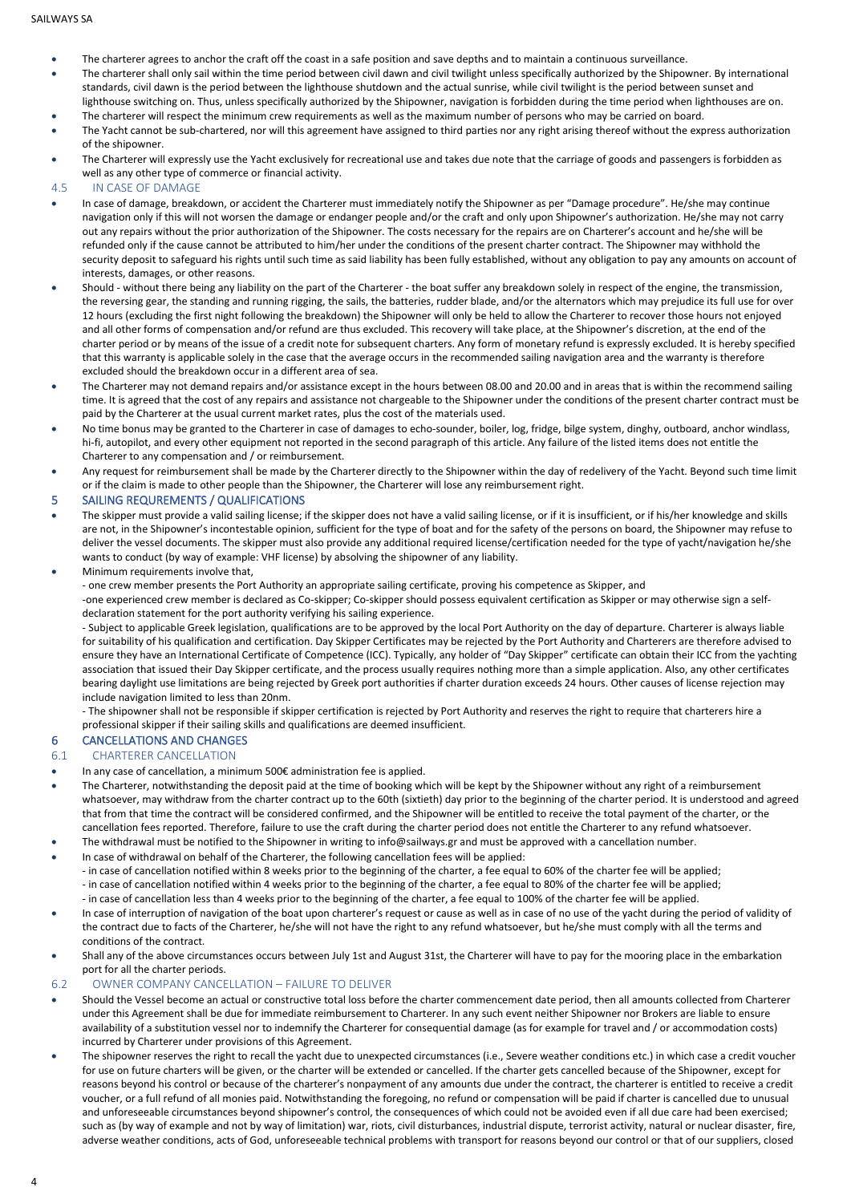- The charterer agrees to anchor the craft off the coast in a safe position and save depths and to maintain a continuous surveillance.
- The charterer shall only sail within the time period between civil dawn and civil twilight unless specifically authorized by the Shipowner. By international standards, civil dawn is the period between the lighthouse shutdown and the actual sunrise, while civil twilight is the period between sunset and lighthouse switching on. Thus, unless specifically authorized by the Shipowner, navigation is forbidden during the time period when lighthouses are on.
- The charterer will respect the minimum crew requirements as well as the maximum number of persons who may be carried on board.
- The Yacht cannot be sub-chartered, nor will this agreement have assigned to third parties nor any right arising thereof without the express authorization of the shipowner.
- The Charterer will expressly use the Yacht exclusively for recreational use and takes due note that the carriage of goods and passengers is forbidden as well as any other type of commerce or financial activity.

### 4.5 IN CASE OF DAMAGE

- In case of damage, breakdown, or accident the Charterer must immediately notify the Shipowner as per "Damage procedure". He/she may continue navigation only if this will not worsen the damage or endanger people and/or the craft and only upon Shipowner's authorization. He/she may not carry out any repairs without the prior authorization of the Shipowner. The costs necessary for the repairs are on Charterer's account and he/she will be refunded only if the cause cannot be attributed to him/her under the conditions of the present charter contract. The Shipowner may withhold the security deposit to safeguard his rights until such time as said liability has been fully established, without any obligation to pay any amounts on account of interests, damages, or other reasons.
- Should - without there being any liability on the part of the Charterer - the boat suffer any breakdown solely in respect of the engine, the transmission, the reversing gear, the standing and running rigging, the sails, the batteries, rudder blade, and/or the alternators which may prejudice its full use for over 12 hours (excluding the first night following the breakdown) the Shipowner will only be held to allow the Charterer to recover those hours not enjoyed and all other forms of compensation and/or refund are thus excluded. This recovery will take place, at the Shipowner's discretion, at the end of the charter period or by means of the issue of a credit note for subsequent charters. Any form of monetary refund is expressly excluded. It is hereby specified that this warranty is applicable solely in the case that the average occurs in the recommended sailing navigation area and the warranty is therefore excluded should the breakdown occur in a different area of sea.
- The Charterer may not demand repairs and/or assistance except in the hours between 08.00 and 20.00 and in areas that is within the recommend sailing time. It is agreed that the cost of any repairs and assistance not chargeable to the Shipowner under the conditions of the present charter contract must be paid by the Charterer at the usual current market rates, plus the cost of the materials used.
- No time bonus may be granted to the Charterer in case of damages to echo-sounder, boiler, log, fridge, bilge system, dinghy, outboard, anchor windlass, hi-fi, autopilot, and every other equipment not reported in the second paragraph of this article. Any failure of the listed items does not entitle the Charterer to any compensation and / or reimbursement.
- Any request for reimbursement shall be made by the Charterer directly to the Shipowner within the day of redelivery of the Yacht. Beyond such time limit or if the claim is made to other people than the Shipowner, the Charterer will lose any reimbursement right.

## 5 SAILING REQUREMENTS / QUALIFICATIONS

- The skipper must provide a valid sailing license; if the skipper does not have a valid sailing license, or if it is insufficient, or if his/her knowledge and skills are not, in the Shipowner's incontestable opinion, sufficient for the type of boat and for the safety of the persons on board, the Shipowner may refuse to deliver the vessel documents. The skipper must also provide any additional required license/certification needed for the type of yacht/navigation he/she wants to conduct (by way of example: VHF license) by absolving the shipowner of any liability.
- Minimum requirements involve that,
  - one crew member presents the Port Authority an appropriate sailing certificate, proving his competence as Skipper, and
  -one experienced crew member is declared as Co-skipper; Co-skipper should possess equivalent certification as Skipper or may otherwise sign a self-declaration statement for the port authority verifying his sailing experience.
  - Subject to applicable Greek legislation, qualifications are to be approved by the local Port Authority on the day of departure. Charterer is always liable for suitability of his qualification and certification. Day Skipper Certificates may be rejected by the Port Authority and Charterers are therefore advised to ensure they have an International Certificate of Competence (ICC). Typically, any holder of "Day Skipper" certificate can obtain their ICC from the yachting association that issued their Day Skipper certificate, and the process usually requires nothing more than a simple application. Also, any other certificates bearing daylight use limitations are being rejected by Greek port authorities if charter duration exceeds 24 hours. Other causes of license rejection may include navigation limited to less than 20nm.
  - The shipowner shall not be responsible if skipper certification is rejected by Port Authority and reserves the right to require that charterers hire a professional skipper if their sailing skills and qualifications are deemed insufficient.

## 6 CANCELLATIONS AND CHANGES

### 6.1 CHARTERER CANCELLATION

- In any case of cancellation, a minimum 500€ administration fee is applied.
- The Charterer, notwithstanding the deposit paid at the time of booking which will be kept by the Shipowner without any right of a reimbursement whatsoever, may withdraw from the charter contract up to the 60th (sixtieth) day prior to the beginning of the charter period. It is understood and agreed that from that time the contract will be considered confirmed, and the Shipowner will be entitled to receive the total payment of the charter, or the cancellation fees reported. Therefore, failure to use the craft during the charter period does not entitle the Charterer to any refund whatsoever.
- The withdrawal must be notified to the Shipowner in writing to info@sailways.gr and must be approved with a cancellation number.
- In case of withdrawal on behalf of the Charterer, the following cancellation fees will be applied:
  - in case of cancellation notified within 8 weeks prior to the beginning of the charter, a fee equal to 60% of the charter fee will be applied;
  - in case of cancellation notified within 4 weeks prior to the beginning of the charter, a fee equal to 80% of the charter fee will be applied;
  - in case of cancellation less than 4 weeks prior to the beginning of the charter, a fee equal to 100% of the charter fee will be applied.
- In case of interruption of navigation of the boat upon charterer's request or cause as well as in case of no use of the yacht during the period of validity of the contract due to facts of the Charterer, he/she will not have the right to any refund whatsoever, but he/she must comply with all the terms and conditions of the contract.
- Shall any of the above circumstances occurs between July 1st and August 31st, the Charterer will have to pay for the mooring place in the embarkation port for all the charter periods.

### 6.2 OWNER COMPANY CANCELLATION – FAILURE TO DELIVER

- Should the Vessel become an actual or constructive total loss before the charter commencement date period, then all amounts collected from Charterer under this Agreement shall be due for immediate reimbursement to Charterer. In any such event neither Shipowner nor Brokers are liable to ensure availability of a substitution vessel nor to indemnify the Charterer for consequential damage (as for example for travel and / or accommodation costs) incurred by Charterer under provisions of this Agreement.
- The shipowner reserves the right to recall the yacht due to unexpected circumstances (i.e., Severe weather conditions etc.) in which case a credit voucher for use on future charters will be given, or the charter will be extended or cancelled. If the charter gets cancelled because of the Shipowner, except for reasons beyond his control or because of the charterer's nonpayment of any amounts due under the contract, the charterer is entitled to receive a credit voucher, or a full refund of all monies paid. Notwithstanding the foregoing, no refund or compensation will be paid if charter is cancelled due to unusual and unforeseeable circumstances beyond shipowner's control, the consequences of which could not be avoided even if all due care had been exercised; such as (by way of example and not by way of limitation) war, riots, civil disturbances, industrial dispute, terrorist activity, natural or nuclear disaster, fire, adverse weather conditions, acts of God, unforeseeable technical problems with transport for reasons beyond our control or that of our suppliers, closed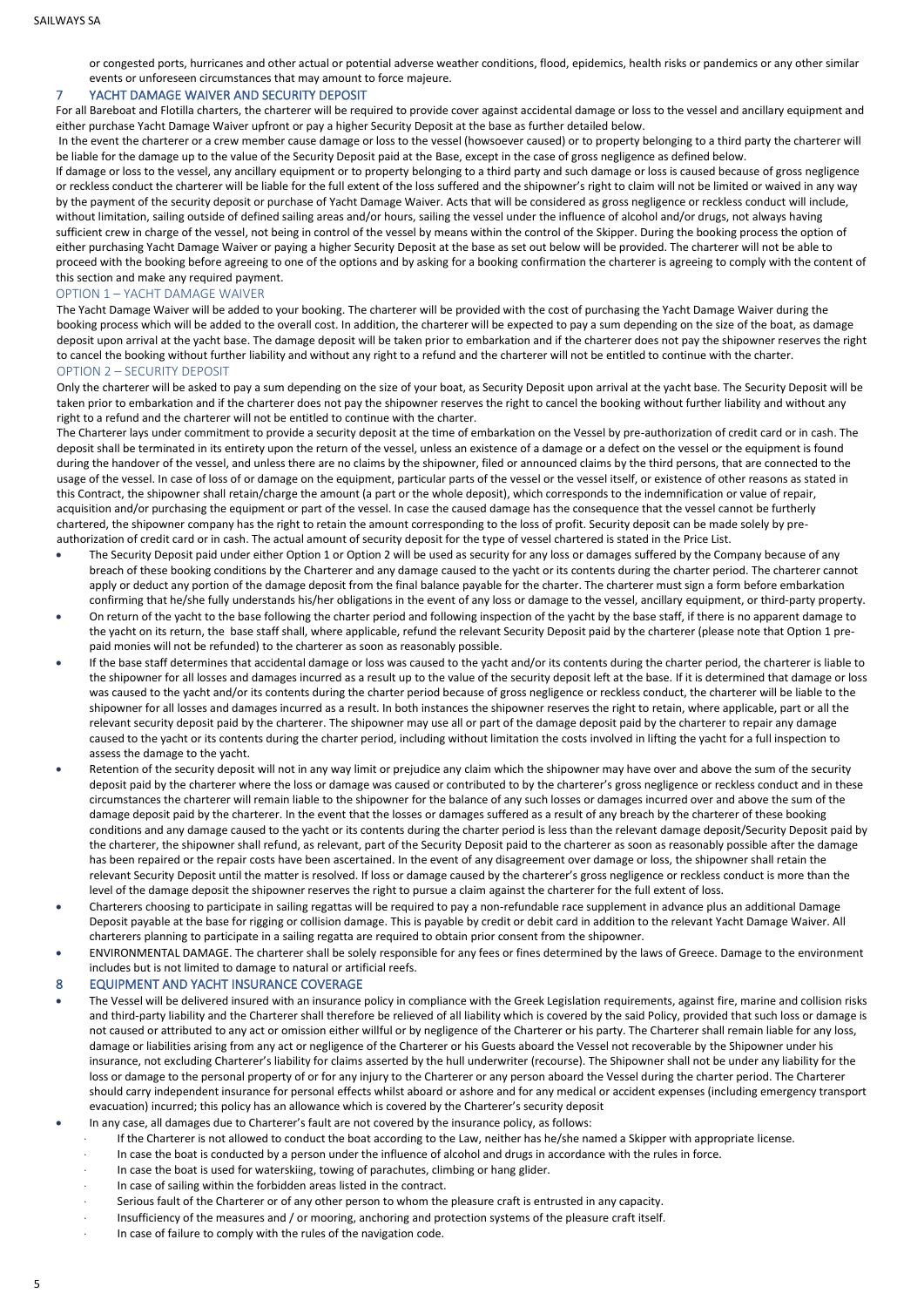or congested ports, hurricanes and other actual or potential adverse weather conditions, flood, epidemics, health risks or pandemics or any other similar events or unforeseen circumstances that may amount to force majeure.

## 7 YACHT DAMAGE WAIVER AND SECURITY DEPOSIT

For all Bareboat and Flotilla charters, the charterer will be required to provide cover against accidental damage or loss to the vessel and ancillary equipment and either purchase Yacht Damage Waiver upfront or pay a higher Security Deposit at the base as further detailed below.

In the event the charterer or a crew member cause damage or loss to the vessel (howsoever caused) or to property belonging to a third party the charterer will be liable for the damage up to the value of the Security Deposit paid at the Base, except in the case of gross negligence as defined below.

If damage or loss to the vessel, any ancillary equipment or to property belonging to a third party and such damage or loss is caused because of gross negligence or reckless conduct the charterer will be liable for the full extent of the loss suffered and the shipowner's right to claim will not be limited or waived in any way by the payment of the security deposit or purchase of Yacht Damage Waiver. Acts that will be considered as gross negligence or reckless conduct will include, without limitation, sailing outside of defined sailing areas and/or hours, sailing the vessel under the influence of alcohol and/or drugs, not always having sufficient crew in charge of the vessel, not being in control of the vessel by means within the control of the Skipper. During the booking process the option of either purchasing Yacht Damage Waiver or paying a higher Security Deposit at the base as set out below will be provided. The charterer will not be able to proceed with the booking before agreeing to one of the options and by asking for a booking confirmation the charterer is agreeing to comply with the content of this section and make any required payment.

### OPTION 1 – YACHT DAMAGE WAIVER

The Yacht Damage Waiver will be added to your booking. The charterer will be provided with the cost of purchasing the Yacht Damage Waiver during the booking process which will be added to the overall cost. In addition, the charterer will be expected to pay a sum depending on the size of the boat, as damage deposit upon arrival at the yacht base. The damage deposit will be taken prior to embarkation and if the charterer does not pay the shipowner reserves the right to cancel the booking without further liability and without any right to a refund and the charterer will not be entitled to continue with the charter.

### OPTION 2 – SECURITY DEPOSIT

Only the charterer will be asked to pay a sum depending on the size of your boat, as Security Deposit upon arrival at the yacht base. The Security Deposit will be taken prior to embarkation and if the charterer does not pay the shipowner reserves the right to cancel the booking without further liability and without any right to a refund and the charterer will not be entitled to continue with the charter.

The Charterer lays under commitment to provide a security deposit at the time of embarkation on the Vessel by pre-authorization of credit card or in cash. The deposit shall be terminated in its entirety upon the return of the vessel, unless an existence of a damage or a defect on the vessel or the equipment is found during the handover of the vessel, and unless there are no claims by the shipowner, filed or announced claims by the third persons, that are connected to the usage of the vessel. In case of loss of or damage on the equipment, particular parts of the vessel or the vessel itself, or existence of other reasons as stated in this Contract, the shipowner shall retain/charge the amount (a part or the whole deposit), which corresponds to the indemnification or value of repair, acquisition and/or purchasing the equipment or part of the vessel. In case the caused damage has the consequence that the vessel cannot be furtherly chartered, the shipowner company has the right to retain the amount corresponding to the loss of profit. Security deposit can be made solely by pre-authorization of credit card or in cash. The actual amount of security deposit for the type of vessel chartered is stated in the Price List.

- The Security Deposit paid under either Option 1 or Option 2 will be used as security for any loss or damages suffered by the Company because of any breach of these booking conditions by the Charterer and any damage caused to the yacht or its contents during the charter period. The charterer cannot apply or deduct any portion of the damage deposit from the final balance payable for the charter. The charterer must sign a form before embarkation confirming that he/she fully understands his/her obligations in the event of any loss or damage to the vessel, ancillary equipment, or third-party property.
- On return of the yacht to the base following the charter period and following inspection of the yacht by the base staff, if there is no apparent damage to the yacht on its return, the base staff shall, where applicable, refund the relevant Security Deposit paid by the charterer (please note that Option 1 pre-paid monies will not be refunded) to the charterer as soon as reasonably possible.
- If the base staff determines that accidental damage or loss was caused to the yacht and/or its contents during the charter period, the charterer is liable to the shipowner for all losses and damages incurred as a result up to the value of the security deposit left at the base. If it is determined that damage or loss was caused to the yacht and/or its contents during the charter period because of gross negligence or reckless conduct, the charterer will be liable to the shipowner for all losses and damages incurred as a result. In both instances the shipowner reserves the right to retain, where applicable, part or all the relevant security deposit paid by the charterer. The shipowner may use all or part of the damage deposit paid by the charterer to repair any damage caused to the yacht or its contents during the charter period, including without limitation the costs involved in lifting the yacht for a full inspection to assess the damage to the yacht.
- Retention of the security deposit will not in any way limit or prejudice any claim which the shipowner may have over and above the sum of the security deposit paid by the charterer where the loss or damage was caused or contributed to by the charterer's gross negligence or reckless conduct and in these circumstances the charterer will remain liable to the shipowner for the balance of any such losses or damages incurred over and above the sum of the damage deposit paid by the charterer. In the event that the losses or damages suffered as a result of any breach by the charterer of these booking conditions and any damage caused to the yacht or its contents during the charter period is less than the relevant damage deposit/Security Deposit paid by the charterer, the shipowner shall refund, as relevant, part of the Security Deposit paid to the charterer as soon as reasonably possible after the damage has been repaired or the repair costs have been ascertained. In the event of any disagreement over damage or loss, the shipowner shall retain the relevant Security Deposit until the matter is resolved. If loss or damage caused by the charterer's gross negligence or reckless conduct is more than the level of the damage deposit the shipowner reserves the right to pursue a claim against the charterer for the full extent of loss.
- Charterers choosing to participate in sailing regattas will be required to pay a non-refundable race supplement in advance plus an additional Damage Deposit payable at the base for rigging or collision damage. This is payable by credit or debit card in addition to the relevant Yacht Damage Waiver. All charterers planning to participate in a sailing regatta are required to obtain prior consent from the shipowner.
- ENVIRONMENTAL DAMAGE. The charterer shall be solely responsible for any fees or fines determined by the laws of Greece. Damage to the environment includes but is not limited to damage to natural or artificial reefs.

## 8 EQUIPMENT AND YACHT INSURANCE COVERAGE

- The Vessel will be delivered insured with an insurance policy in compliance with the Greek Legislation requirements, against fire, marine and collision risks and third-party liability and the Charterer shall therefore be relieved of all liability which is covered by the said Policy, provided that such loss or damage is not caused or attributed to any act or omission either willful or by negligence of the Charterer or his party. The Charterer shall remain liable for any loss, damage or liabilities arising from any act or negligence of the Charterer or his Guests aboard the Vessel not recoverable by the Shipowner under his insurance, not excluding Charterer's liability for claims asserted by the hull underwriter (recourse). The Shipowner shall not be under any liability for the loss or damage to the personal property of or for any injury to the Charterer or any person aboard the Vessel during the charter period. The Charterer should carry independent insurance for personal effects whilst aboard or ashore and for any medical or accident expenses (including emergency transport evacuation) incurred; this policy has an allowance which is covered by the Charterer's security deposit
- In any case, all damages due to Charterer's fault are not covered by the insurance policy, as follows:
  - If the Charterer is not allowed to conduct the boat according to the Law, neither has he/she named a Skipper with appropriate license.
  - In case the boat is conducted by a person under the influence of alcohol and drugs in accordance with the rules in force.
  - In case the boat is used for waterskiing, towing of parachutes, climbing or hang glider.
  - In case of sailing within the forbidden areas listed in the contract.
  - Serious fault of the Charterer or of any other person to whom the pleasure craft is entrusted in any capacity.
  - Insufficiency of the measures and / or mooring, anchoring and protection systems of the pleasure craft itself.
  - In case of failure to comply with the rules of the navigation code.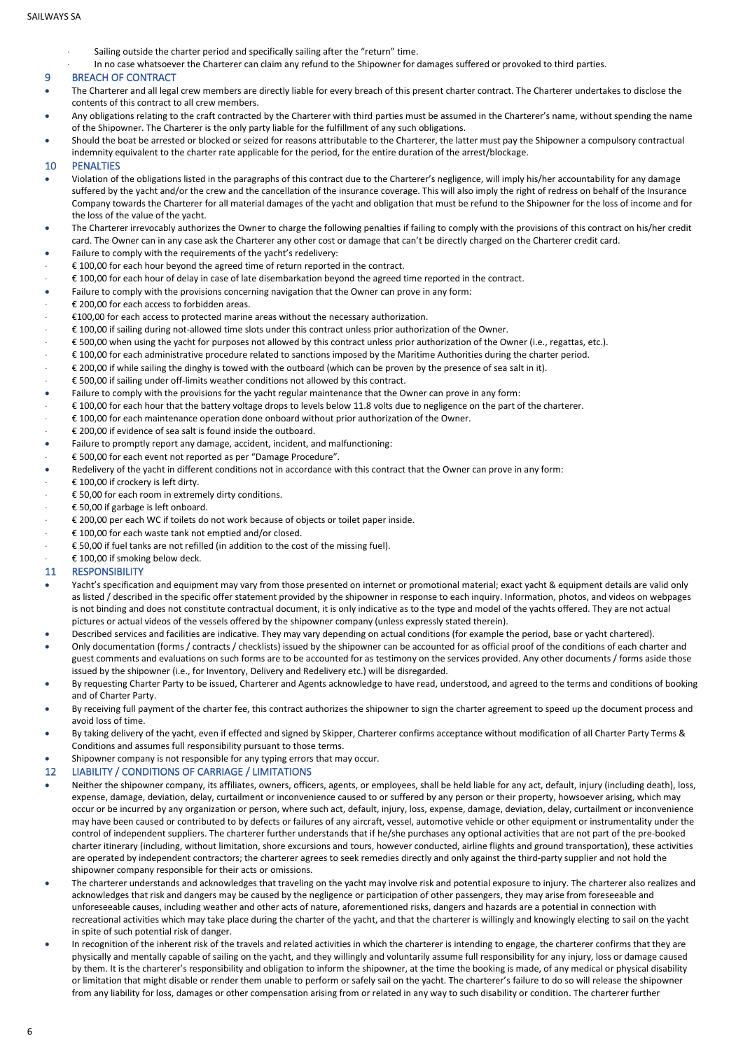- Sailing outside the charter period and specifically sailing after the "return" time.
- In no case whatsoever the Charterer can claim any refund to the Shipowner for damages suffered or provoked to third parties.

## 9 BREACH OF CONTRACT

- The Charterer and all legal crew members are directly liable for every breach of this present charter contract. The Charterer undertakes to disclose the contents of this contract to all crew members.
- Any obligations relating to the craft contracted by the Charterer with third parties must be assumed in the Charterer's name, without spending the name of the Shipowner. The Charterer is the only party liable for the fulfillment of any such obligations.
- Should the boat be arrested or blocked or seized for reasons attributable to the Charterer, the latter must pay the Shipowner a compulsory contractual indemnity equivalent to the charter rate applicable for the period, for the entire duration of the arrest/blockage.

## 10 PENALTIES

- Violation of the obligations listed in the paragraphs of this contract due to the Charterer's negligence, will imply his/her accountability for any damage suffered by the yacht and/or the crew and the cancellation of the insurance coverage. This will also imply the right of redress on behalf of the Insurance Company towards the Charterer for all material damages of the yacht and obligation that must be refund to the Shipowner for the loss of income and for the loss of the value of the yacht.
- The Charterer irrevocably authorizes the Owner to charge the following penalties if failing to comply with the provisions of this contract on his/her credit card. The Owner can in any case ask the Charterer any other cost or damage that can't be directly charged on the Charterer credit card.
- Failure to comply with the requirements of the yacht's redelivery:
  - € 100,00 for each hour beyond the agreed time of return reported in the contract.
  - € 100,00 for each hour of delay in case of late disembarkation beyond the agreed time reported in the contract.
- Failure to comply with the provisions concerning navigation that the Owner can prove in any form:
  - € 200,00 for each access to forbidden areas.
  - €100,00 for each access to protected marine areas without the necessary authorization.
  - € 100,00 if sailing during not-allowed time slots under this contract unless prior authorization of the Owner.
  - € 500,00 when using the yacht for purposes not allowed by this contract unless prior authorization of the Owner (i.e., regattas, etc.).
  - € 100,00 for each administrative procedure related to sanctions imposed by the Maritime Authorities during the charter period.
  - € 200,00 if while sailing the dinghy is towed with the outboard (which can be proven by the presence of sea salt in it).
  - € 500,00 if sailing under off-limits weather conditions not allowed by this contract.
- Failure to comply with the provisions for the yacht regular maintenance that the Owner can prove in any form:
  - € 100,00 for each hour that the battery voltage drops to levels below 11.8 volts due to negligence on the part of the charterer.
  - € 100,00 for each maintenance operation done onboard without prior authorization of the Owner.
  - € 200,00 if evidence of sea salt is found inside the outboard.
- Failure to promptly report any damage, accident, incident, and malfunctioning:
  - € 500,00 for each event not reported as per "Damage Procedure".
- Redelivery of the yacht in different conditions not in accordance with this contract that the Owner can prove in any form:
  - € 100,00 if crockery is left dirty.
  - € 50,00 for each room in extremely dirty conditions.
  - € 50,00 if garbage is left onboard.
  - € 200,00 per each WC if toilets do not work because of objects or toilet paper inside.
  - € 100,00 for each waste tank not emptied and/or closed.
  - € 50,00 if fuel tanks are not refilled (in addition to the cost of the missing fuel).
  - € 100,00 if smoking below deck.

## 11 RESPONSIBILITY

- Yacht's specification and equipment may vary from those presented on internet or promotional material; exact yacht & equipment details are valid only as listed / described in the specific offer statement provided by the shipowner in response to each inquiry. Information, photos, and videos on webpages is not binding and does not constitute contractual document, it is only indicative as to the type and model of the yachts offered. They are not actual pictures or actual videos of the vessels offered by the shipowner company (unless expressly stated therein).
- Described services and facilities are indicative. They may vary depending on actual conditions (for example the period, base or yacht chartered).
- Only documentation (forms / contracts / checklists) issued by the shipowner can be accounted for as official proof of the conditions of each charter and guest comments and evaluations on such forms are to be accounted for as testimony on the services provided. Any other documents / forms aside those issued by the shipowner (i.e., for Inventory, Delivery and Redelivery etc.) will be disregarded.
- By requesting Charter Party to be issued, Charterer and Agents acknowledge to have read, understood, and agreed to the terms and conditions of booking and of Charter Party.
- By receiving full payment of the charter fee, this contract authorizes the shipowner to sign the charter agreement to speed up the document process and avoid loss of time.
- By taking delivery of the yacht, even if effected and signed by Skipper, Charterer confirms acceptance without modification of all Charter Party Terms & Conditions and assumes full responsibility pursuant to those terms.
- Shipowner company is not responsible for any typing errors that may occur.

## 12 LIABILITY / CONDITIONS OF CARRIAGE / LIMITATIONS

- Neither the shipowner company, its affiliates, owners, officers, agents, or employees, shall be held liable for any act, default, injury (including death), loss, expense, damage, deviation, delay, curtailment or inconvenience caused to or suffered by any person or their property, howsoever arising, which may occur or be incurred by any organization or person, where such act, default, injury, loss, expense, damage, deviation, delay, curtailment or inconvenience may have been caused or contributed to by defects or failures of any aircraft, vessel, automotive vehicle or other equipment or instrumentality under the control of independent suppliers. The charterer further understands that if he/she purchases any optional activities that are not part of the pre-booked charter itinerary (including, without limitation, shore excursions and tours, however conducted, airline flights and ground transportation), these activities are operated by independent contractors; the charterer agrees to seek remedies directly and only against the third-party supplier and not hold the shipowner company responsible for their acts or omissions.
- The charterer understands and acknowledges that traveling on the yacht may involve risk and potential exposure to injury. The charterer also realizes and acknowledges that risk and dangers may be caused by the negligence or participation of other passengers, they may arise from foreseeable and unforeseeable causes, including weather and other acts of nature, aforementioned risks, dangers and hazards are a potential in connection with recreational activities which may take place during the charter of the yacht, and that the charterer is willingly and knowingly electing to sail on the yacht in spite of such potential risk of danger.
- In recognition of the inherent risk of the travels and related activities in which the charterer is intending to engage, the charterer confirms that they are physically and mentally capable of sailing on the yacht, and they willingly and voluntarily assume full responsibility for any injury, loss or damage caused by them. It is the charterer's responsibility and obligation to inform the shipowner, at the time the booking is made, of any medical or physical disability or limitation that might disable or render them unable to perform or safely sail on the yacht. The charterer's failure to do so will release the shipowner from any liability for loss, damages or other compensation arising from or related in any way to such disability or condition. The charterer further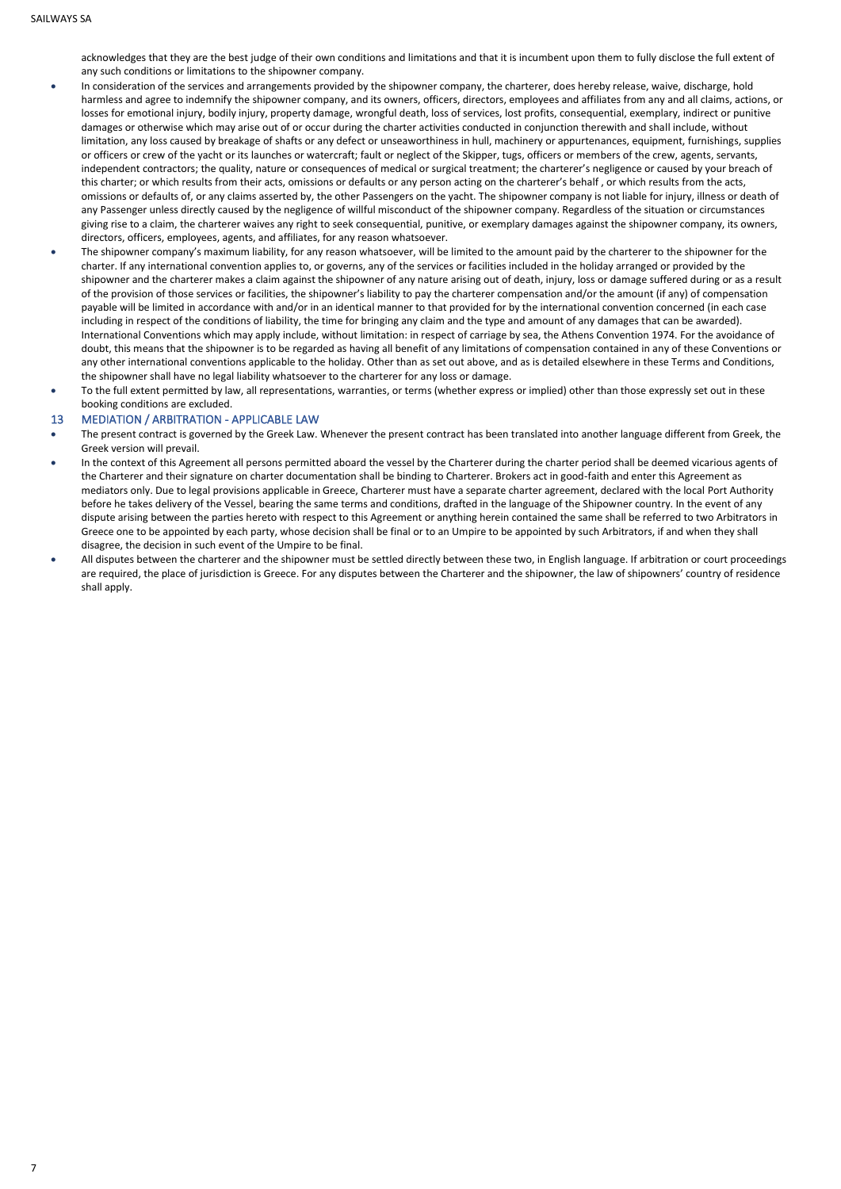acknowledges that they are the best judge of their own conditions and limitations and that it is incumbent upon them to fully disclose the full extent of any such conditions or limitations to the shipowner company.

- In consideration of the services and arrangements provided by the shipowner company, the charterer, does hereby release, waive, discharge, hold harmless and agree to indemnify the shipowner company, and its owners, officers, directors, employees and affiliates from any and all claims, actions, or losses for emotional injury, bodily injury, property damage, wrongful death, loss of services, lost profits, consequential, exemplary, indirect or punitive damages or otherwise which may arise out of or occur during the charter activities conducted in conjunction therewith and shall include, without limitation, any loss caused by breakage of shafts or any defect or unseaworthiness in hull, machinery or appurtenances, equipment, furnishings, supplies or officers or crew of the yacht or its launches or watercraft; fault or neglect of the Skipper, tugs, officers or members of the crew, agents, servants, independent contractors; the quality, nature or consequences of medical or surgical treatment; the charterer's negligence or caused by your breach of this charter; or which results from their acts, omissions or defaults or any person acting on the charterer's behalf , or which results from the acts, omissions or defaults of, or any claims asserted by, the other Passengers on the yacht. The shipowner company is not liable for injury, illness or death of any Passenger unless directly caused by the negligence of willful misconduct of the shipowner company. Regardless of the situation or circumstances giving rise to a claim, the charterer waives any right to seek consequential, punitive, or exemplary damages against the shipowner company, its owners, directors, officers, employees, agents, and affiliates, for any reason whatsoever.
- The shipowner company's maximum liability, for any reason whatsoever, will be limited to the amount paid by the charterer to the shipowner for the charter. If any international convention applies to, or governs, any of the services or facilities included in the holiday arranged or provided by the shipowner and the charterer makes a claim against the shipowner of any nature arising out of death, injury, loss or damage suffered during or as a result of the provision of those services or facilities, the shipowner's liability to pay the charterer compensation and/or the amount (if any) of compensation payable will be limited in accordance with and/or in an identical manner to that provided for by the international convention concerned (in each case including in respect of the conditions of liability, the time for bringing any claim and the type and amount of any damages that can be awarded). International Conventions which may apply include, without limitation: in respect of carriage by sea, the Athens Convention 1974. For the avoidance of doubt, this means that the shipowner is to be regarded as having all benefit of any limitations of compensation contained in any of these Conventions or any other international conventions applicable to the holiday. Other than as set out above, and as is detailed elsewhere in these Terms and Conditions, the shipowner shall have no legal liability whatsoever to the charterer for any loss or damage.
- To the full extent permitted by law, all representations, warranties, or terms (whether express or implied) other than those expressly set out in these booking conditions are excluded.

## 13 MEDIATION / ARBITRATION - APPLICABLE LAW

- The present contract is governed by the Greek Law. Whenever the present contract has been translated into another language different from Greek, the Greek version will prevail.
- In the context of this Agreement all persons permitted aboard the vessel by the Charterer during the charter period shall be deemed vicarious agents of the Charterer and their signature on charter documentation shall be binding to Charterer. Brokers act in good-faith and enter this Agreement as mediators only. Due to legal provisions applicable in Greece, Charterer must have a separate charter agreement, declared with the local Port Authority before he takes delivery of the Vessel, bearing the same terms and conditions, drafted in the language of the Shipowner country. In the event of any dispute arising between the parties hereto with respect to this Agreement or anything herein contained the same shall be referred to two Arbitrators in Greece one to be appointed by each party, whose decision shall be final or to an Umpire to be appointed by such Arbitrators, if and when they shall disagree, the decision in such event of the Umpire to be final.
- All disputes between the charterer and the shipowner must be settled directly between these two, in English language. If arbitration or court proceedings are required, the place of jurisdiction is Greece. For any disputes between the Charterer and the shipowner, the law of shipowners' country of residence shall apply.